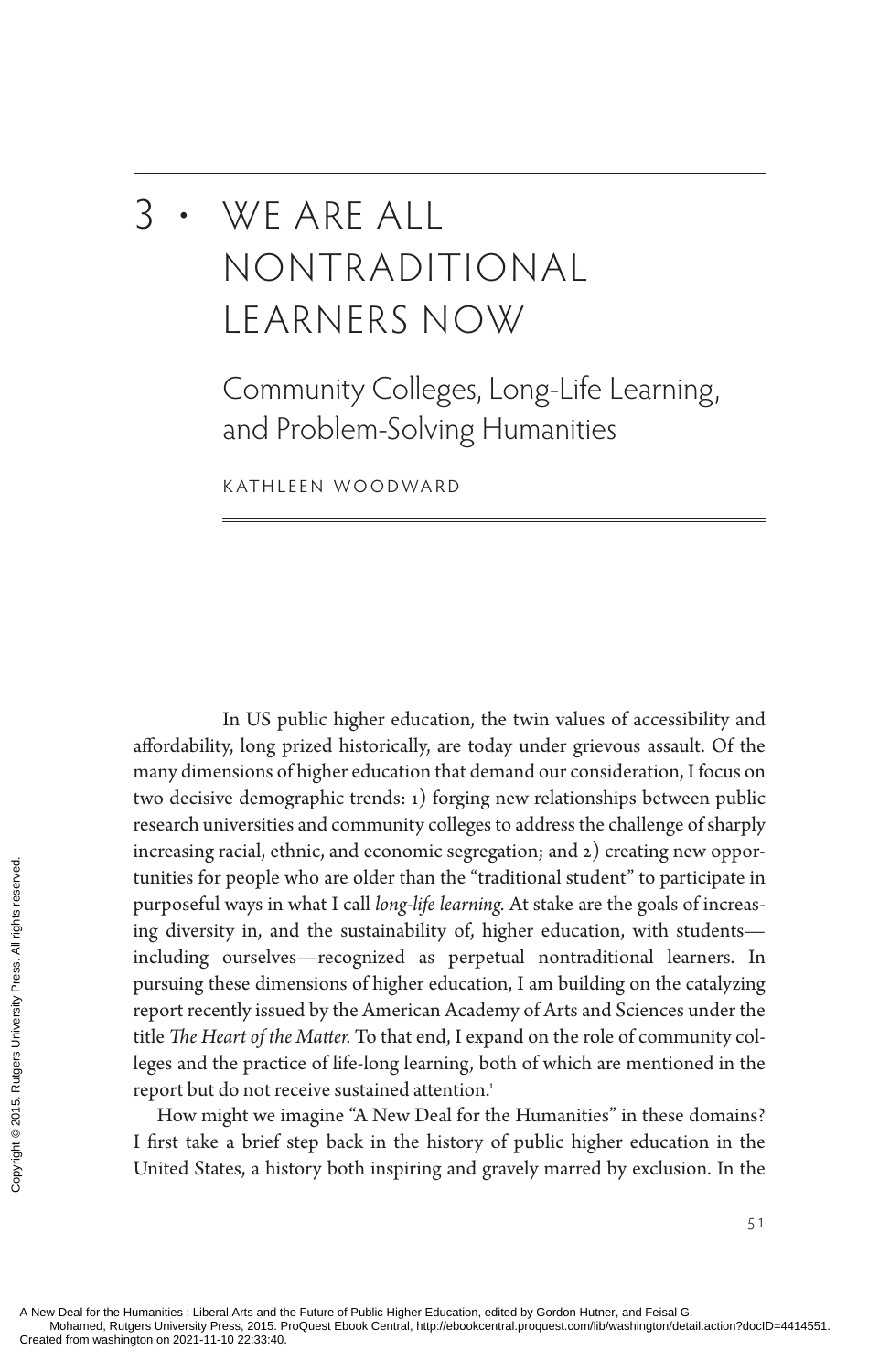# 3 · WE ARE ALL NONTRADITIONAL LEARNERS NOW

## Community Colleges, Long-Life Learning, and Problem-Solving Humanities

KATHLEEN WOODWARD

In US public higher education, the twin values of accessibility and affordability, long prized historically, are today under grievous assault. Of the many dimensions of higher education that demand our consideration, I focus on two decisive demographic trends: 1) forging new relationships between public research universities and community colleges to address the challenge of sharply increasing racial, ethnic, and economic segregation; and 2) creating new opportunities for people who are older than the "traditional student" to participate in purposeful ways in what I call *long-life learning.* At stake are the goals of increasing diversity in, and the sustainability of, higher education, with students—including ourselves—recognized as perpetual nontraditional learners. In pursuing these dimensions of higher education, I am building on the catalyzing report recently issued by the American Academy of Arts and Sciences under the title *The Heart of the Matter.* To that end, I expand on the role of community colleges and the practice of life-long learning, both of which are mentioned in the report but do not receive sustained attention.[1]

How might we imagine "A New Deal for the Humanities" in these domains? I first take a brief step back in the history of public higher education in the United States, a history both inspiring and gravely marred by exclusion. In the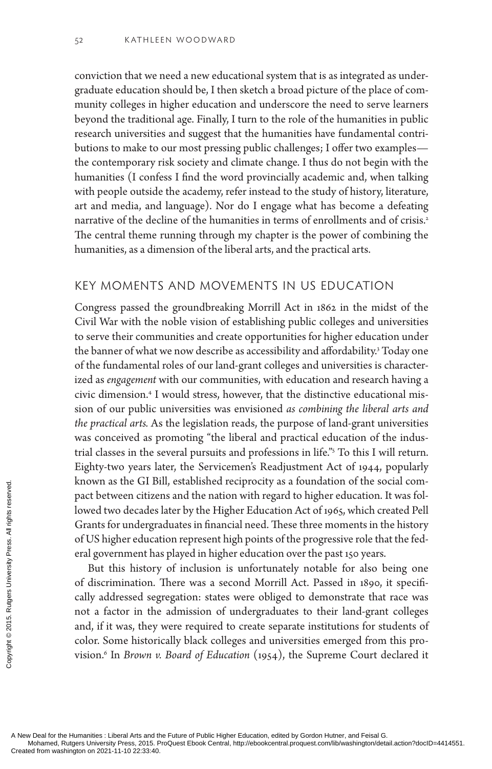conviction that we need a new educational system that is as integrated as undergraduate education should be, I then sketch a broad picture of the place of community colleges in higher education and underscore the need to serve learners beyond the traditional age. Finally, I turn to the role of the humanities in public research universities and suggest that the humanities have fundamental contributions to make to our most pressing public challenges; I offer two examples—the contemporary risk society and climate change. I thus do not begin with the humanities (I confess I find the word provincially academic and, when talking with people outside the academy, refer instead to the study of history, literature, art and media, and language). Nor do I engage what has become a defeating narrative of the decline of the humanities in terms of enrollments and of crisis.[2] The central theme running through my chapter is the power of combining the humanities, as a dimension of the liberal arts, and the practical arts.

## KEY MOMENTS AND MOVEMENTS IN US EDUCATION

Congress passed the groundbreaking Morrill Act in 1862 in the midst of the Civil War with the noble vision of establishing public colleges and universities to serve their communities and create opportunities for higher education under the banner of what we now describe as accessibility and affordability.[3] Today one of the fundamental roles of our land-grant colleges and universities is characterized as *engagement* with our communities, with education and research having a civic dimension.[4] I would stress, however, that the distinctive educational mission of our public universities was envisioned *as combining the liberal arts and the practical arts.* As the legislation reads, the purpose of land-grant universities was conceived as promoting "the liberal and practical education of the industrial classes in the several pursuits and professions in life."[5] To this I will return. Eighty-two years later, the Servicemen's Readjustment Act of 1944, popularly known as the GI Bill, established reciprocity as a foundation of the social compact between citizens and the nation with regard to higher education. It was followed two decades later by the Higher Education Act of 1965, which created Pell Grants for undergraduates in financial need. These three moments in the history of US higher education represent high points of the progressive role that the federal government has played in higher education over the past 150 years.

But this history of inclusion is unfortunately notable for also being one of discrimination. There was a second Morrill Act. Passed in 1890, it specifically addressed segregation: states were obliged to demonstrate that race was not a factor in the admission of undergraduates to their land-grant colleges and, if it was, they were required to create separate institutions for students of color. Some historically black colleges and universities emerged from this provision.[6] In *Brown v. Board of Education* (1954), the Supreme Court declared it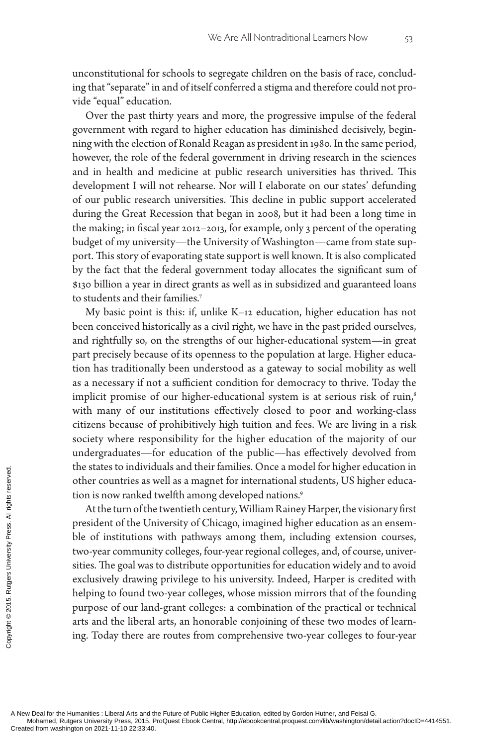unconstitutional for schools to segregate children on the basis of race, concluding that "separate" in and of itself conferred a stigma and therefore could not provide "equal" education.

Over the past thirty years and more, the progressive impulse of the federal government with regard to higher education has diminished decisively, beginning with the election of Ronald Reagan as president in 1980. In the same period, however, the role of the federal government in driving research in the sciences and in health and medicine at public research universities has thrived. This development I will not rehearse. Nor will I elaborate on our states' defunding of our public research universities. This decline in public support accelerated during the Great Recession that began in 2008, but it had been a long time in the making; in fiscal year 2012–2013, for example, only 3 percent of the operating budget of my university—the University of Washington—came from state support. This story of evaporating state support is well known. It is also complicated by the fact that the federal government today allocates the significant sum of $130 billion a year in direct grants as well as in subsidized and guaranteed loans to students and their families.[7]

My basic point is this: if, unlike K–12 education, higher education has not been conceived historically as a civil right, we have in the past prided ourselves, and rightfully so, on the strengths of our higher-educational system—in great part precisely because of its openness to the population at large. Higher education has traditionally been understood as a gateway to social mobility as well as a necessary if not a sufficient condition for democracy to thrive. Today the implicit promise of our higher-educational system is at serious risk of ruin,[8] with many of our institutions effectively closed to poor and working-class citizens because of prohibitively high tuition and fees. We are living in a risk society where responsibility for the higher education of the majority of our undergraduates—for education of the public—has effectively devolved from the states to individuals and their families. Once a model for higher education in other countries as well as a magnet for international students, US higher education is now ranked twelfth among developed nations.[9]

At the turn of the twentieth century, William Rainey Harper, the visionary first president of the University of Chicago, imagined higher education as an ensemble of institutions with pathways among them, including extension courses, two-year community colleges, four-year regional colleges, and, of course, universities. The goal was to distribute opportunities for education widely and to avoid exclusively drawing privilege to his university. Indeed, Harper is credited with helping to found two-year colleges, whose mission mirrors that of the founding purpose of our land-grant colleges: a combination of the practical or technical arts and the liberal arts, an honorable conjoining of these two modes of learning. Today there are routes from comprehensive two-year colleges to four-year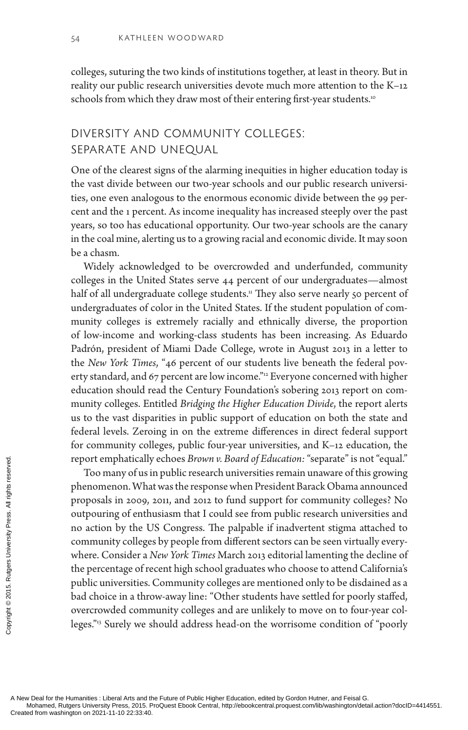colleges, suturing the two kinds of institutions together, at least in theory. But in reality our public research universities devote much more attention to the K–12 schools from which they draw most of their entering first-year students.[10]

## DIVERSITY AND COMMUNITY COLLEGES: SEPARATE AND UNEQUAL

One of the clearest signs of the alarming inequities in higher education today is the vast divide between our two-year schools and our public research universities, one even analogous to the enormous economic divide between the 99 percent and the 1 percent. As income inequality has increased steeply over the past years, so too has educational opportunity. Our two-year schools are the canary in the coal mine, alerting us to a growing racial and economic divide. It may soon be a chasm.

Widely acknowledged to be overcrowded and underfunded, community colleges in the United States serve 44 percent of our undergraduates—almost half of all undergraduate college students.[11] They also serve nearly 50 percent of undergraduates of color in the United States. If the student population of community colleges is extremely racially and ethnically diverse, the proportion of low-income and working-class students has been increasing. As Eduardo Padrón, president of Miami Dade College, wrote in August 2013 in a letter to the *New York Times*, "46 percent of our students live beneath the federal poverty standard, and 67 percent are low income."[12] Everyone concerned with higher education should read the Century Foundation's sobering 2013 report on community colleges. Entitled *Bridging the Higher Education Divide*, the report alerts us to the vast disparities in public support of education on both the state and federal levels. Zeroing in on the extreme differences in direct federal support for community colleges, public four-year universities, and K–12 education, the report emphatically echoes *Brown v. Board of Education:* "separate" is not "equal."

Too many of us in public research universities remain unaware of this growing phenomenon. What was the response when President Barack Obama announced proposals in 2009, 2011, and 2012 to fund support for community colleges? No outpouring of enthusiasm that I could see from public research universities and no action by the US Congress. The palpable if inadvertent stigma attached to community colleges by people from different sectors can be seen virtually everywhere. Consider a *New York Times* March 2013 editorial lamenting the decline of the percentage of recent high school graduates who choose to attend California's public universities. Community colleges are mentioned only to be disdained as a bad choice in a throw-away line: "Other students have settled for poorly staffed, overcrowded community colleges and are unlikely to move on to four-year colleges."[13] Surely we should address head-on the worrisome condition of "poorly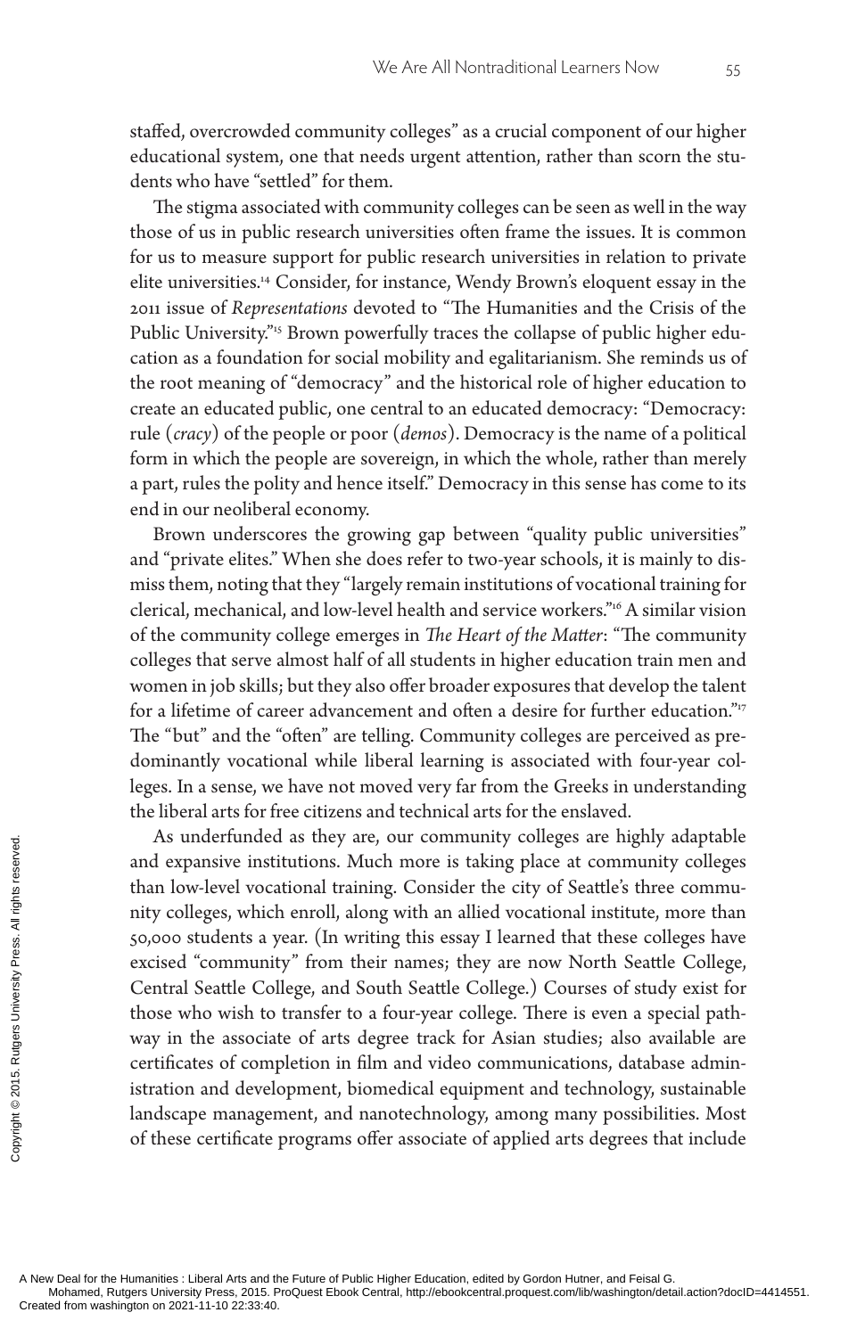staffed, overcrowded community colleges" as a crucial component of our higher educational system, one that needs urgent attention, rather than scorn the students who have "settled" for them.

The stigma associated with community colleges can be seen as well in the way those of us in public research universities often frame the issues. It is common for us to measure support for public research universities in relation to private elite universities.[14] Consider, for instance, Wendy Brown's eloquent essay in the 2011 issue of *Representations* devoted to "The Humanities and the Crisis of the Public University."[15] Brown powerfully traces the collapse of public higher education as a foundation for social mobility and egalitarianism. She reminds us of the root meaning of "democracy" and the historical role of higher education to create an educated public, one central to an educated democracy: "Democracy: rule (*cracy*) of the people or poor (*demos*). Democracy is the name of a political form in which the people are sovereign, in which the whole, rather than merely a part, rules the polity and hence itself." Democracy in this sense has come to its end in our neoliberal economy.

Brown underscores the growing gap between "quality public universities" and "private elites." When she does refer to two-year schools, it is mainly to dismiss them, noting that they "largely remain institutions of vocational training for clerical, mechanical, and low-level health and service workers."[16] A similar vision of the community college emerges in *The Heart of the Matter*: "The community colleges that serve almost half of all students in higher education train men and women in job skills; but they also offer broader exposures that develop the talent for a lifetime of career advancement and often a desire for further education."[17] The "but" and the "often" are telling. Community colleges are perceived as predominantly vocational while liberal learning is associated with four-year colleges. In a sense, we have not moved very far from the Greeks in understanding the liberal arts for free citizens and technical arts for the enslaved.

As underfunded as they are, our community colleges are highly adaptable and expansive institutions. Much more is taking place at community colleges than low-level vocational training. Consider the city of Seattle's three community colleges, which enroll, along with an allied vocational institute, more than 50,000 students a year. (In writing this essay I learned that these colleges have excised "community" from their names; they are now North Seattle College, Central Seattle College, and South Seattle College.) Courses of study exist for those who wish to transfer to a four-year college. There is even a special pathway in the associate of arts degree track for Asian studies; also available are certificates of completion in film and video communications, database administration and development, biomedical equipment and technology, sustainable landscape management, and nanotechnology, among many possibilities. Most of these certificate programs offer associate of applied arts degrees that include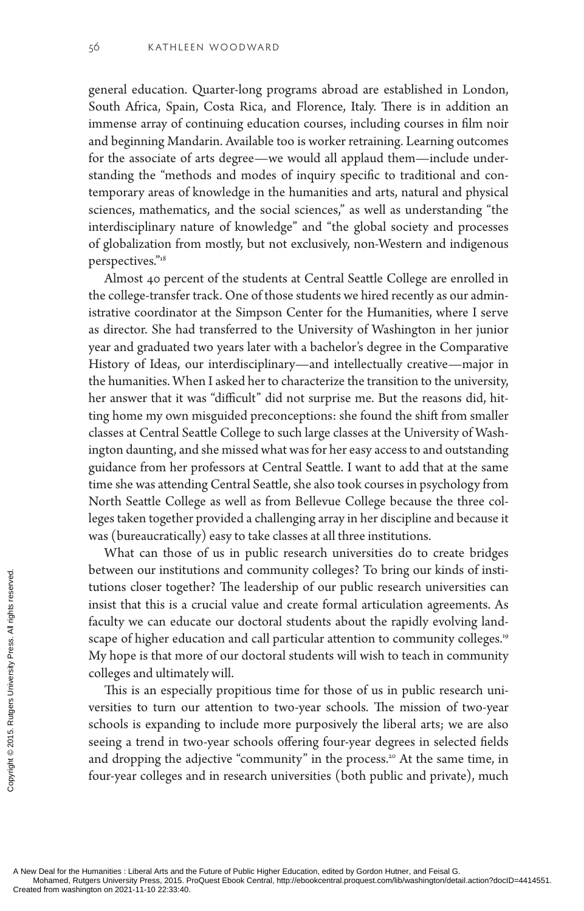general education. Quarter-long programs abroad are established in London, South Africa, Spain, Costa Rica, and Florence, Italy. There is in addition an immense array of continuing education courses, including courses in film noir and beginning Mandarin. Available too is worker retraining. Learning outcomes for the associate of arts degree—we would all applaud them—include understanding the "methods and modes of inquiry specific to traditional and contemporary areas of knowledge in the humanities and arts, natural and physical sciences, mathematics, and the social sciences," as well as understanding "the interdisciplinary nature of knowledge" and "the global society and processes of globalization from mostly, but not exclusively, non-Western and indigenous perspectives."[18]

Almost 40 percent of the students at Central Seattle College are enrolled in the college-transfer track. One of those students we hired recently as our administrative coordinator at the Simpson Center for the Humanities, where I serve as director. She had transferred to the University of Washington in her junior year and graduated two years later with a bachelor's degree in the Comparative History of Ideas, our interdisciplinary—and intellectually creative—major in the humanities. When I asked her to characterize the transition to the university, her answer that it was "difficult" did not surprise me. But the reasons did, hitting home my own misguided preconceptions: she found the shift from smaller classes at Central Seattle College to such large classes at the University of Washington daunting, and she missed what was for her easy access to and outstanding guidance from her professors at Central Seattle. I want to add that at the same time she was attending Central Seattle, she also took courses in psychology from North Seattle College as well as from Bellevue College because the three colleges taken together provided a challenging array in her discipline and because it was (bureaucratically) easy to take classes at all three institutions.

What can those of us in public research universities do to create bridges between our institutions and community colleges? To bring our kinds of institutions closer together? The leadership of our public research universities can insist that this is a crucial value and create formal articulation agreements. As faculty we can educate our doctoral students about the rapidly evolving landscape of higher education and call particular attention to community colleges.[19] My hope is that more of our doctoral students will wish to teach in community colleges and ultimately will.

This is an especially propitious time for those of us in public research universities to turn our attention to two-year schools. The mission of two-year schools is expanding to include more purposively the liberal arts; we are also seeing a trend in two-year schools offering four-year degrees in selected fields and dropping the adjective "community" in the process.[20] At the same time, in four-year colleges and in research universities (both public and private), much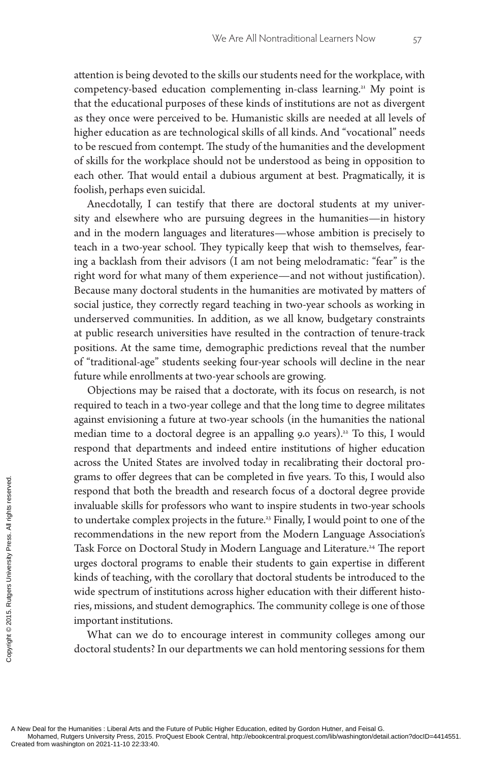attention is being devoted to the skills our students need for the workplace, with competency-based education complementing in-class learning.[21] My point is that the educational purposes of these kinds of institutions are not as divergent as they once were perceived to be. Humanistic skills are needed at all levels of higher education as are technological skills of all kinds. And "vocational" needs to be rescued from contempt. The study of the humanities and the development of skills for the workplace should not be understood as being in opposition to each other. That would entail a dubious argument at best. Pragmatically, it is foolish, perhaps even suicidal.

Anecdotally, I can testify that there are doctoral students at my university and elsewhere who are pursuing degrees in the humanities—in history and in the modern languages and literatures—whose ambition is precisely to teach in a two-year school. They typically keep that wish to themselves, fearing a backlash from their advisors (I am not being melodramatic: "fear" is the right word for what many of them experience—and not without justification). Because many doctoral students in the humanities are motivated by matters of social justice, they correctly regard teaching in two-year schools as working in underserved communities. In addition, as we all know, budgetary constraints at public research universities have resulted in the contraction of tenure-track positions. At the same time, demographic predictions reveal that the number of "traditional-age" students seeking four-year schools will decline in the near future while enrollments at two-year schools are growing.

Objections may be raised that a doctorate, with its focus on research, is not required to teach in a two-year college and that the long time to degree militates against envisioning a future at two-year schools (in the humanities the national median time to a doctoral degree is an appalling 9.0 years).[22] To this, I would respond that departments and indeed entire institutions of higher education across the United States are involved today in recalibrating their doctoral programs to offer degrees that can be completed in five years. To this, I would also respond that both the breadth and research focus of a doctoral degree provide invaluable skills for professors who want to inspire students in two-year schools to undertake complex projects in the future.[23] Finally, I would point to one of the recommendations in the new report from the Modern Language Association's Task Force on Doctoral Study in Modern Language and Literature.[24] The report urges doctoral programs to enable their students to gain expertise in different kinds of teaching, with the corollary that doctoral students be introduced to the wide spectrum of institutions across higher education with their different histories, missions, and student demographics. The community college is one of those important institutions.

What can we do to encourage interest in community colleges among our doctoral students? In our departments we can hold mentoring sessions for them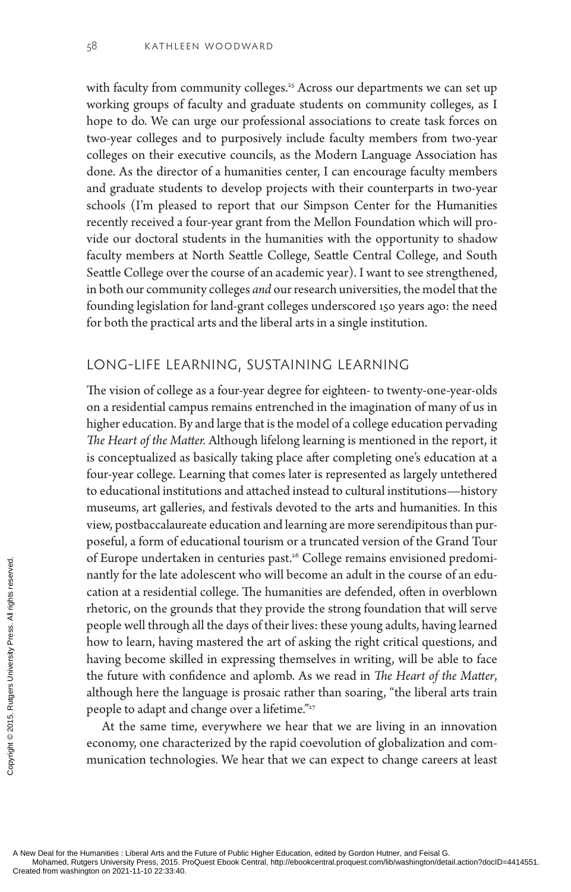with faculty from community colleges.[25] Across our departments we can set up working groups of faculty and graduate students on community colleges, as I hope to do. We can urge our professional associations to create task forces on two-year colleges and to purposively include faculty members from two-year colleges on their executive councils, as the Modern Language Association has done. As the director of a humanities center, I can encourage faculty members and graduate students to develop projects with their counterparts in two-year schools (I'm pleased to report that our Simpson Center for the Humanities recently received a four-year grant from the Mellon Foundation which will provide our doctoral students in the humanities with the opportunity to shadow faculty members at North Seattle College, Seattle Central College, and South Seattle College over the course of an academic year). I want to see strengthened, in both our community colleges *and* our research universities, the model that the founding legislation for land-grant colleges underscored 150 years ago: the need for both the practical arts and the liberal arts in a single institution.

## LONG-LIFE LEARNING, SUSTAINING LEARNING

The vision of college as a four-year degree for eighteen- to twenty-one-year-olds on a residential campus remains entrenched in the imagination of many of us in higher education. By and large that is the model of a college education pervading *The Heart of the Matter.* Although lifelong learning is mentioned in the report, it is conceptualized as basically taking place after completing one's education at a four-year college. Learning that comes later is represented as largely untethered to educational institutions and attached instead to cultural institutions—history museums, art galleries, and festivals devoted to the arts and humanities. In this view, postbaccalaureate education and learning are more serendipitous than purposeful, a form of educational tourism or a truncated version of the Grand Tour of Europe undertaken in centuries past.[26] College remains envisioned predominantly for the late adolescent who will become an adult in the course of an education at a residential college. The humanities are defended, often in overblown rhetoric, on the grounds that they provide the strong foundation that will serve people well through all the days of their lives: these young adults, having learned how to learn, having mastered the art of asking the right critical questions, and having become skilled in expressing themselves in writing, will be able to face the future with confidence and aplomb. As we read in *The Heart of the Matter*, although here the language is prosaic rather than soaring, "the liberal arts train people to adapt and change over a lifetime."[27]

At the same time, everywhere we hear that we are living in an innovation economy, one characterized by the rapid coevolution of globalization and communication technologies. We hear that we can expect to change careers at least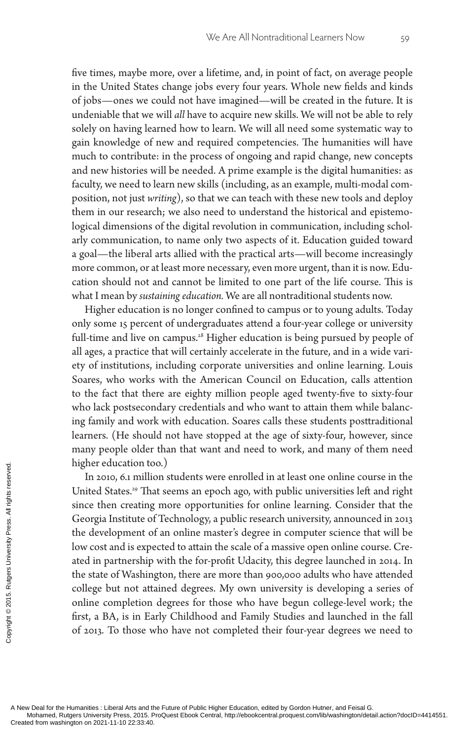five times, maybe more, over a lifetime, and, in point of fact, on average people in the United States change jobs every four years. Whole new fields and kinds of jobs—ones we could not have imagined—will be created in the future. It is undeniable that we will *all* have to acquire new skills. We will not be able to rely solely on having learned how to learn. We will all need some systematic way to gain knowledge of new and required competencies. The humanities will have much to contribute: in the process of ongoing and rapid change, new concepts and new histories will be needed. A prime example is the digital humanities: as faculty, we need to learn new skills (including, as an example, multi-modal composition, not just *writing*), so that we can teach with these new tools and deploy them in our research; we also need to understand the historical and epistemological dimensions of the digital revolution in communication, including scholarly communication, to name only two aspects of it. Education guided toward a goal—the liberal arts allied with the practical arts—will become increasingly more common, or at least more necessary, even more urgent, than it is now. Education should not and cannot be limited to one part of the life course. This is what I mean by *sustaining education.* We are all nontraditional students now.

Higher education is no longer confined to campus or to young adults. Today only some 15 percent of undergraduates attend a four-year college or university full-time and live on campus.[28] Higher education is being pursued by people of all ages, a practice that will certainly accelerate in the future, and in a wide variety of institutions, including corporate universities and online learning. Louis Soares, who works with the American Council on Education, calls attention to the fact that there are eighty million people aged twenty-five to sixty-four who lack postsecondary credentials and who want to attain them while balancing family and work with education. Soares calls these students posttraditional learners. (He should not have stopped at the age of sixty-four, however, since many people older than that want and need to work, and many of them need higher education too.)

In 2010, 6.1 million students were enrolled in at least one online course in the United States.[29] That seems an epoch ago, with public universities left and right since then creating more opportunities for online learning. Consider that the Georgia Institute of Technology, a public research university, announced in 2013 the development of an online master's degree in computer science that will be low cost and is expected to attain the scale of a massive open online course. Created in partnership with the for-profit Udacity, this degree launched in 2014. In the state of Washington, there are more than 900,000 adults who have attended college but not attained degrees. My own university is developing a series of online completion degrees for those who have begun college-level work; the first, a BA, is in Early Childhood and Family Studies and launched in the fall of 2013. To those who have not completed their four-year degrees we need to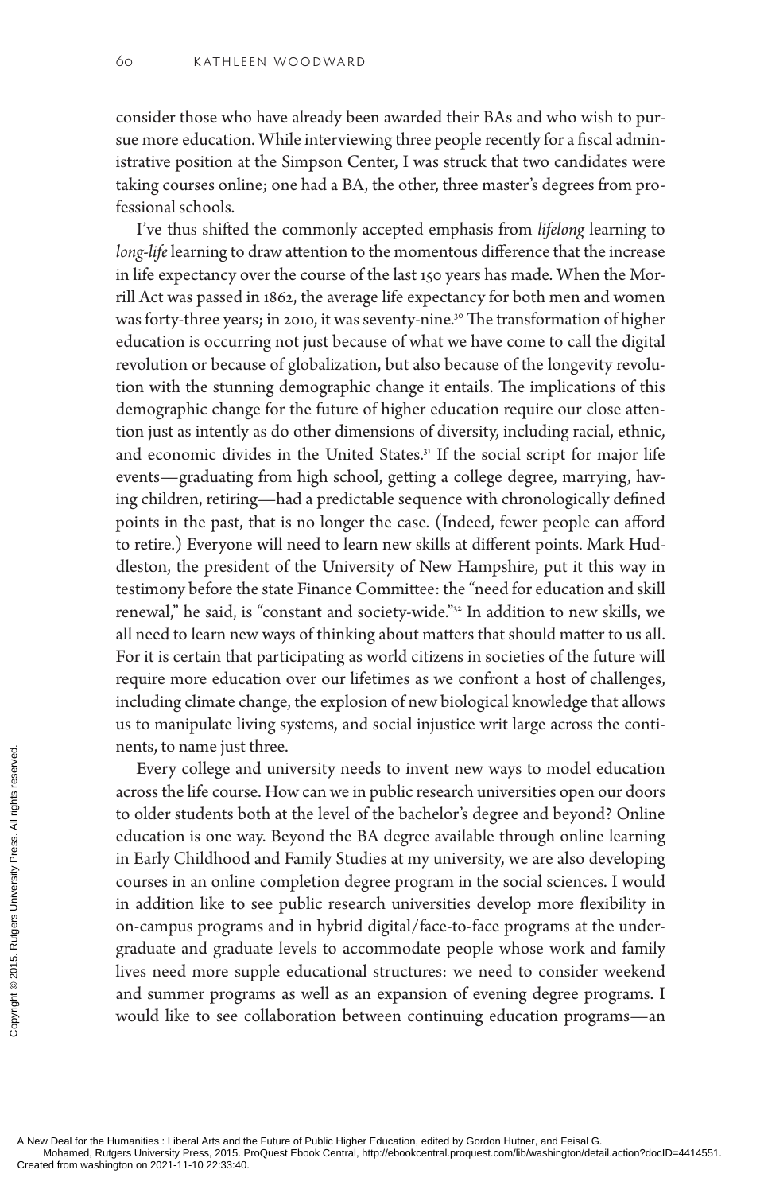consider those who have already been awarded their BAs and who wish to pursue more education. While interviewing three people recently for a fiscal administrative position at the Simpson Center, I was struck that two candidates were taking courses online; one had a BA, the other, three master's degrees from professional schools.

I've thus shifted the commonly accepted emphasis from *lifelong* learning to *long-life* learning to draw attention to the momentous difference that the increase in life expectancy over the course of the last 150 years has made. When the Morrill Act was passed in 1862, the average life expectancy for both men and women was forty-three years; in 2010, it was seventy-nine.[30] The transformation of higher education is occurring not just because of what we have come to call the digital revolution or because of globalization, but also because of the longevity revolution with the stunning demographic change it entails. The implications of this demographic change for the future of higher education require our close attention just as intently as do other dimensions of diversity, including racial, ethnic, and economic divides in the United States.[31] If the social script for major life events—graduating from high school, getting a college degree, marrying, having children, retiring—had a predictable sequence with chronologically defined points in the past, that is no longer the case. (Indeed, fewer people can afford to retire.) Everyone will need to learn new skills at different points. Mark Huddleston, the president of the University of New Hampshire, put it this way in testimony before the state Finance Committee: the "need for education and skill renewal," he said, is "constant and society-wide."[32] In addition to new skills, we all need to learn new ways of thinking about matters that should matter to us all. For it is certain that participating as world citizens in societies of the future will require more education over our lifetimes as we confront a host of challenges, including climate change, the explosion of new biological knowledge that allows us to manipulate living systems, and social injustice writ large across the continents, to name just three.

Every college and university needs to invent new ways to model education across the life course. How can we in public research universities open our doors to older students both at the level of the bachelor's degree and beyond? Online education is one way. Beyond the BA degree available through online learning in Early Childhood and Family Studies at my university, we are also developing courses in an online completion degree program in the social sciences. I would in addition like to see public research universities develop more flexibility in on-campus programs and in hybrid digital/face-to-face programs at the undergraduate and graduate levels to accommodate people whose work and family lives need more supple educational structures: we need to consider weekend and summer programs as well as an expansion of evening degree programs. I would like to see collaboration between continuing education programs—an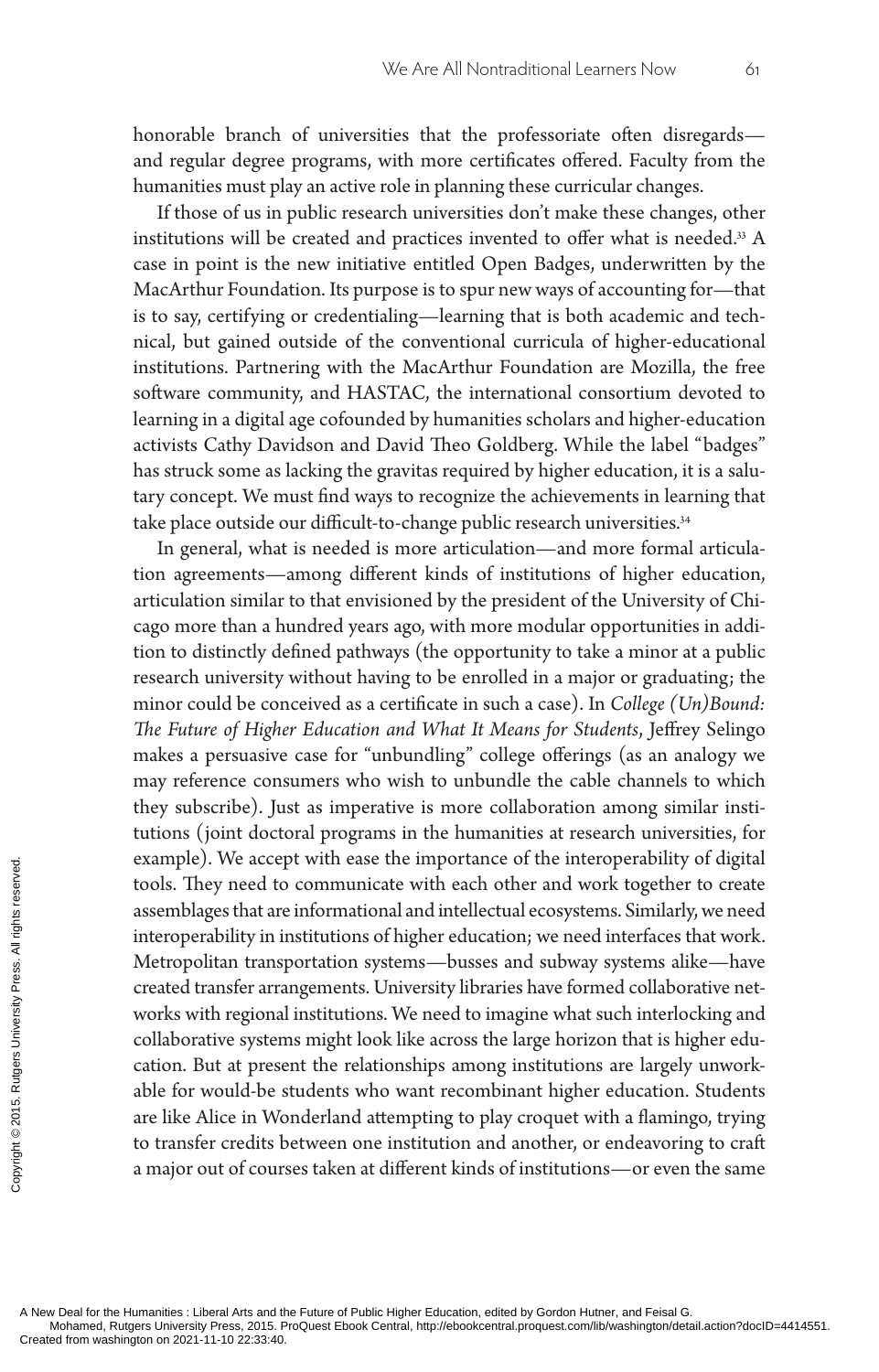honorable branch of universities that the professoriate often disregards—and regular degree programs, with more certificates offered. Faculty from the humanities must play an active role in planning these curricular changes.

If those of us in public research universities don't make these changes, other institutions will be created and practices invented to offer what is needed.[33] A case in point is the new initiative entitled Open Badges, underwritten by the MacArthur Foundation. Its purpose is to spur new ways of accounting for—that is to say, certifying or credentialing—learning that is both academic and technical, but gained outside of the conventional curricula of higher-educational institutions. Partnering with the MacArthur Foundation are Mozilla, the free software community, and HASTAC, the international consortium devoted to learning in a digital age cofounded by humanities scholars and higher-education activists Cathy Davidson and David Theo Goldberg. While the label "badges" has struck some as lacking the gravitas required by higher education, it is a salutary concept. We must find ways to recognize the achievements in learning that take place outside our difficult-to-change public research universities.[34]

In general, what is needed is more articulation—and more formal articulation agreements—among different kinds of institutions of higher education, articulation similar to that envisioned by the president of the University of Chicago more than a hundred years ago, with more modular opportunities in addition to distinctly defined pathways (the opportunity to take a minor at a public research university without having to be enrolled in a major or graduating; the minor could be conceived as a certificate in such a case). In *College (Un)Bound: The Future of Higher Education and What It Means for Students*, Jeffrey Selingo makes a persuasive case for "unbundling" college offerings (as an analogy we may reference consumers who wish to unbundle the cable channels to which they subscribe). Just as imperative is more collaboration among similar institutions (joint doctoral programs in the humanities at research universities, for example). We accept with ease the importance of the interoperability of digital tools. They need to communicate with each other and work together to create assemblages that are informational and intellectual ecosystems. Similarly, we need interoperability in institutions of higher education; we need interfaces that work. Metropolitan transportation systems—busses and subway systems alike—have created transfer arrangements. University libraries have formed collaborative networks with regional institutions. We need to imagine what such interlocking and collaborative systems might look like across the large horizon that is higher education. But at present the relationships among institutions are largely unworkable for would-be students who want recombinant higher education. Students are like Alice in Wonderland attempting to play croquet with a flamingo, trying to transfer credits between one institution and another, or endeavoring to craft a major out of courses taken at different kinds of institutions—or even the same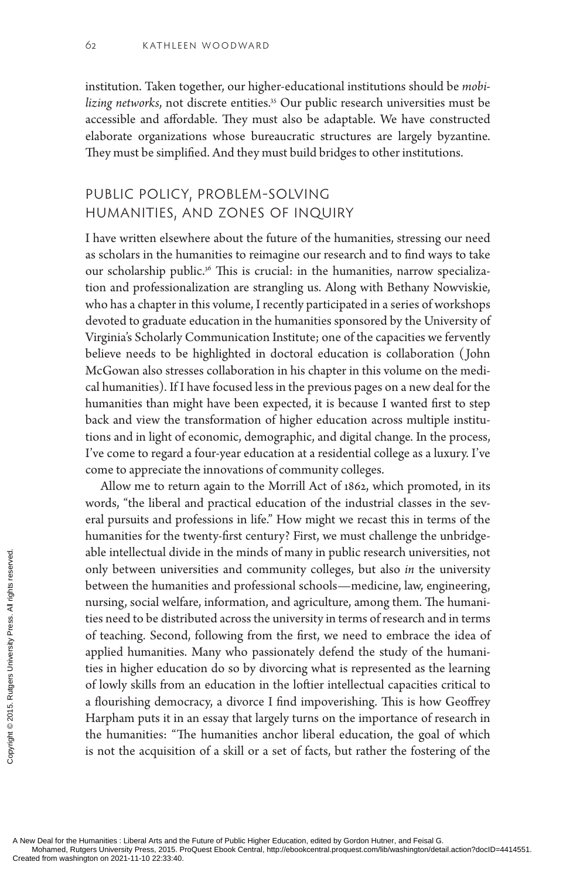institution. Taken together, our higher-educational institutions should be *mobilizing networks*, not discrete entities.[35] Our public research universities must be accessible and affordable. They must also be adaptable. We have constructed elaborate organizations whose bureaucratic structures are largely byzantine. They must be simplified. And they must build bridges to other institutions.

## PUBLIC POLICY, PROBLEM-SOLVING HUMANITIES, AND ZONES OF INQUIRY

I have written elsewhere about the future of the humanities, stressing our need as scholars in the humanities to reimagine our research and to find ways to take our scholarship public.[36] This is crucial: in the humanities, narrow specialization and professionalization are strangling us. Along with Bethany Nowviskie, who has a chapter in this volume, I recently participated in a series of workshops devoted to graduate education in the humanities sponsored by the University of Virginia's Scholarly Communication Institute; one of the capacities we fervently believe needs to be highlighted in doctoral education is collaboration (John McGowan also stresses collaboration in his chapter in this volume on the medical humanities). If I have focused less in the previous pages on a new deal for the humanities than might have been expected, it is because I wanted first to step back and view the transformation of higher education across multiple institutions and in light of economic, demographic, and digital change. In the process, I've come to regard a four-year education at a residential college as a luxury. I've come to appreciate the innovations of community colleges.

Allow me to return again to the Morrill Act of 1862, which promoted, in its words, "the liberal and practical education of the industrial classes in the several pursuits and professions in life." How might we recast this in terms of the humanities for the twenty-first century? First, we must challenge the unbridgeable intellectual divide in the minds of many in public research universities, not only between universities and community colleges, but also *in* the university between the humanities and professional schools—medicine, law, engineering, nursing, social welfare, information, and agriculture, among them. The humanities need to be distributed across the university in terms of research and in terms of teaching. Second, following from the first, we need to embrace the idea of applied humanities. Many who passionately defend the study of the humanities in higher education do so by divorcing what is represented as the learning of lowly skills from an education in the loftier intellectual capacities critical to a flourishing democracy, a divorce I find impoverishing. This is how Geoffrey Harpham puts it in an essay that largely turns on the importance of research in the humanities: "The humanities anchor liberal education, the goal of which is not the acquisition of a skill or a set of facts, but rather the fostering of the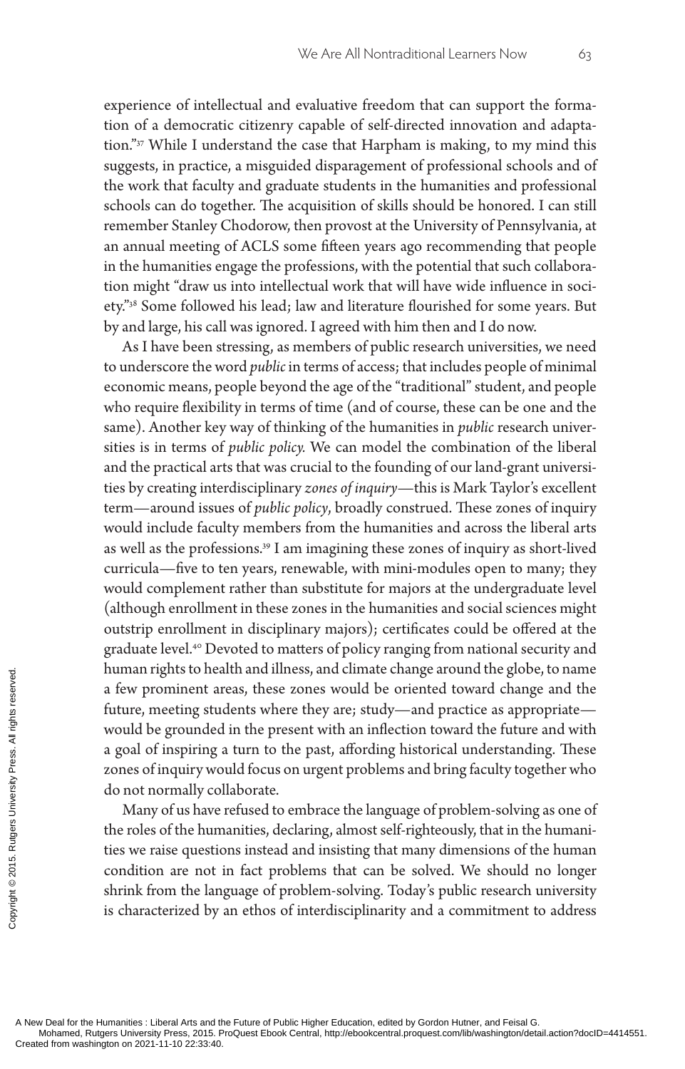experience of intellectual and evaluative freedom that can support the formation of a democratic citizenry capable of self-directed innovation and adaptation."[37] While I understand the case that Harpham is making, to my mind this suggests, in practice, a misguided disparagement of professional schools and of the work that faculty and graduate students in the humanities and professional schools can do together. The acquisition of skills should be honored. I can still remember Stanley Chodorow, then provost at the University of Pennsylvania, at an annual meeting of ACLS some fifteen years ago recommending that people in the humanities engage the professions, with the potential that such collaboration might "draw us into intellectual work that will have wide influence in society."[38] Some followed his lead; law and literature flourished for some years. But by and large, his call was ignored. I agreed with him then and I do now.

As I have been stressing, as members of public research universities, we need to underscore the word *public* in terms of access; that includes people of minimal economic means, people beyond the age of the "traditional" student, and people who require flexibility in terms of time (and of course, these can be one and the same). Another key way of thinking of the humanities in *public* research universities is in terms of *public policy*. We can model the combination of the liberal and the practical arts that was crucial to the founding of our land-grant universities by creating interdisciplinary *zones of inquiry*—this is Mark Taylor's excellent term—around issues of *public policy*, broadly construed. These zones of inquiry would include faculty members from the humanities and across the liberal arts as well as the professions.[39] I am imagining these zones of inquiry as short-lived curricula—five to ten years, renewable, with mini-modules open to many; they would complement rather than substitute for majors at the undergraduate level (although enrollment in these zones in the humanities and social sciences might outstrip enrollment in disciplinary majors); certificates could be offered at the graduate level.[40] Devoted to matters of policy ranging from national security and human rights to health and illness, and climate change around the globe, to name a few prominent areas, these zones would be oriented toward change and the future, meeting students where they are; study—and practice as appropriate—would be grounded in the present with an inflection toward the future and with a goal of inspiring a turn to the past, affording historical understanding. These zones of inquiry would focus on urgent problems and bring faculty together who do not normally collaborate.

Many of us have refused to embrace the language of problem-solving as one of the roles of the humanities, declaring, almost self-righteously, that in the humanities we raise questions instead and insisting that many dimensions of the human condition are not in fact problems that can be solved. We should no longer shrink from the language of problem-solving. Today's public research university is characterized by an ethos of interdisciplinarity and a commitment to address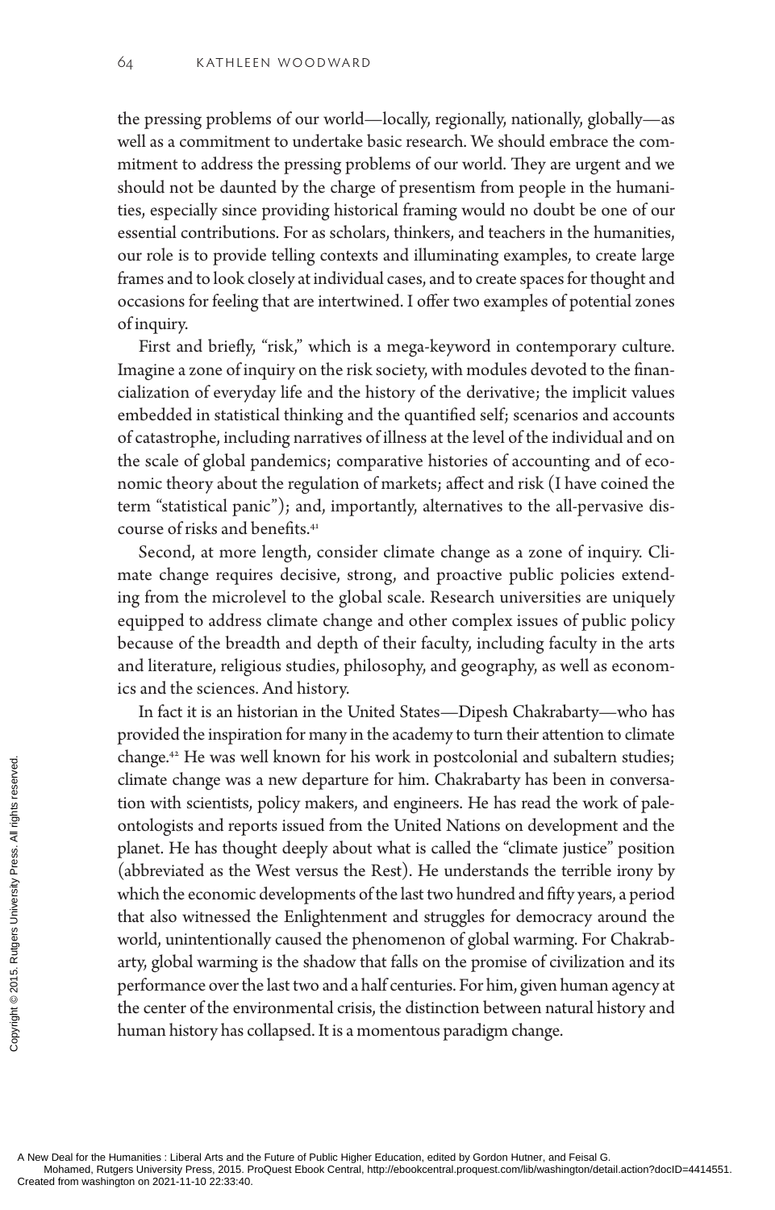the pressing problems of our world—locally, regionally, nationally, globally—as well as a commitment to undertake basic research. We should embrace the commitment to address the pressing problems of our world. They are urgent and we should not be daunted by the charge of presentism from people in the humanities, especially since providing historical framing would no doubt be one of our essential contributions. For as scholars, thinkers, and teachers in the humanities, our role is to provide telling contexts and illuminating examples, to create large frames and to look closely at individual cases, and to create spaces for thought and occasions for feeling that are intertwined. I offer two examples of potential zones of inquiry.

First and briefly, "risk," which is a mega-keyword in contemporary culture. Imagine a zone of inquiry on the risk society, with modules devoted to the financialization of everyday life and the history of the derivative; the implicit values embedded in statistical thinking and the quantified self; scenarios and accounts of catastrophe, including narratives of illness at the level of the individual and on the scale of global pandemics; comparative histories of accounting and of economic theory about the regulation of markets; affect and risk (I have coined the term "statistical panic"); and, importantly, alternatives to the all-pervasive discourse of risks and benefits.[41]

Second, at more length, consider climate change as a zone of inquiry. Climate change requires decisive, strong, and proactive public policies extending from the microlevel to the global scale. Research universities are uniquely equipped to address climate change and other complex issues of public policy because of the breadth and depth of their faculty, including faculty in the arts and literature, religious studies, philosophy, and geography, as well as economics and the sciences. And history.

In fact it is an historian in the United States—Dipesh Chakrabarty—who has provided the inspiration for many in the academy to turn their attention to climate change.[42] He was well known for his work in postcolonial and subaltern studies; climate change was a new departure for him. Chakrabarty has been in conversation with scientists, policy makers, and engineers. He has read the work of paleontologists and reports issued from the United Nations on development and the planet. He has thought deeply about what is called the "climate justice" position (abbreviated as the West versus the Rest). He understands the terrible irony by which the economic developments of the last two hundred and fifty years, a period that also witnessed the Enlightenment and struggles for democracy around the world, unintentionally caused the phenomenon of global warming. For Chakrabarty, global warming is the shadow that falls on the promise of civilization and its performance over the last two and a half centuries. For him, given human agency at the center of the environmental crisis, the distinction between natural history and human history has collapsed. It is a momentous paradigm change.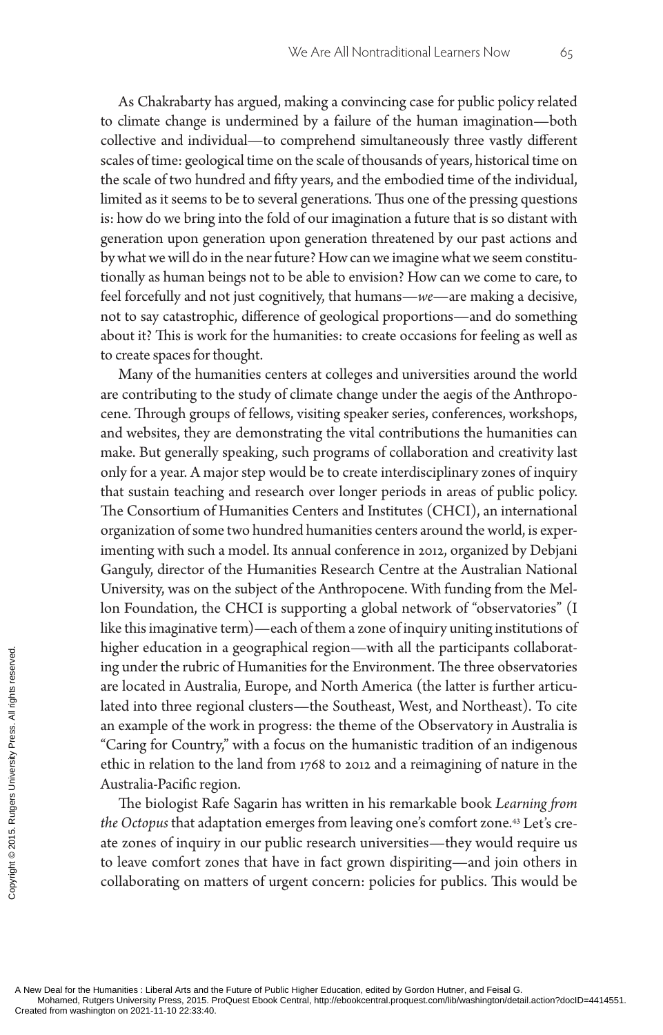As Chakrabarty has argued, making a convincing case for public policy related to climate change is undermined by a failure of the human imagination—both collective and individual—to comprehend simultaneously three vastly different scales of time: geological time on the scale of thousands of years, historical time on the scale of two hundred and fifty years, and the embodied time of the individual, limited as it seems to be to several generations. Thus one of the pressing questions is: how do we bring into the fold of our imagination a future that is so distant with generation upon generation upon generation threatened by our past actions and by what we will do in the near future? How can we imagine what we seem constitutionally as human beings not to be able to envision? How can we come to care, to feel forcefully and not just cognitively, that humans—*we*—are making a decisive, not to say catastrophic, difference of geological proportions—and do something about it? This is work for the humanities: to create occasions for feeling as well as to create spaces for thought.

Many of the humanities centers at colleges and universities around the world are contributing to the study of climate change under the aegis of the Anthropocene. Through groups of fellows, visiting speaker series, conferences, workshops, and websites, they are demonstrating the vital contributions the humanities can make. But generally speaking, such programs of collaboration and creativity last only for a year. A major step would be to create interdisciplinary zones of inquiry that sustain teaching and research over longer periods in areas of public policy. The Consortium of Humanities Centers and Institutes (CHCI), an international organization of some two hundred humanities centers around the world, is experimenting with such a model. Its annual conference in 2012, organized by Debjani Ganguly, director of the Humanities Research Centre at the Australian National University, was on the subject of the Anthropocene. With funding from the Mellon Foundation, the CHCI is supporting a global network of "observatories" (I like this imaginative term)—each of them a zone of inquiry uniting institutions of higher education in a geographical region—with all the participants collaborating under the rubric of Humanities for the Environment. The three observatories are located in Australia, Europe, and North America (the latter is further articulated into three regional clusters—the Southeast, West, and Northeast). To cite an example of the work in progress: the theme of the Observatory in Australia is "Caring for Country," with a focus on the humanistic tradition of an indigenous ethic in relation to the land from 1768 to 2012 and a reimagining of nature in the Australia-Pacific region.

The biologist Rafe Sagarin has written in his remarkable book *Learning from the Octopus* that adaptation emerges from leaving one's comfort zone.[43] Let's create zones of inquiry in our public research universities—they would require us to leave comfort zones that have in fact grown dispiriting—and join others in collaborating on matters of urgent concern: policies for publics. This would be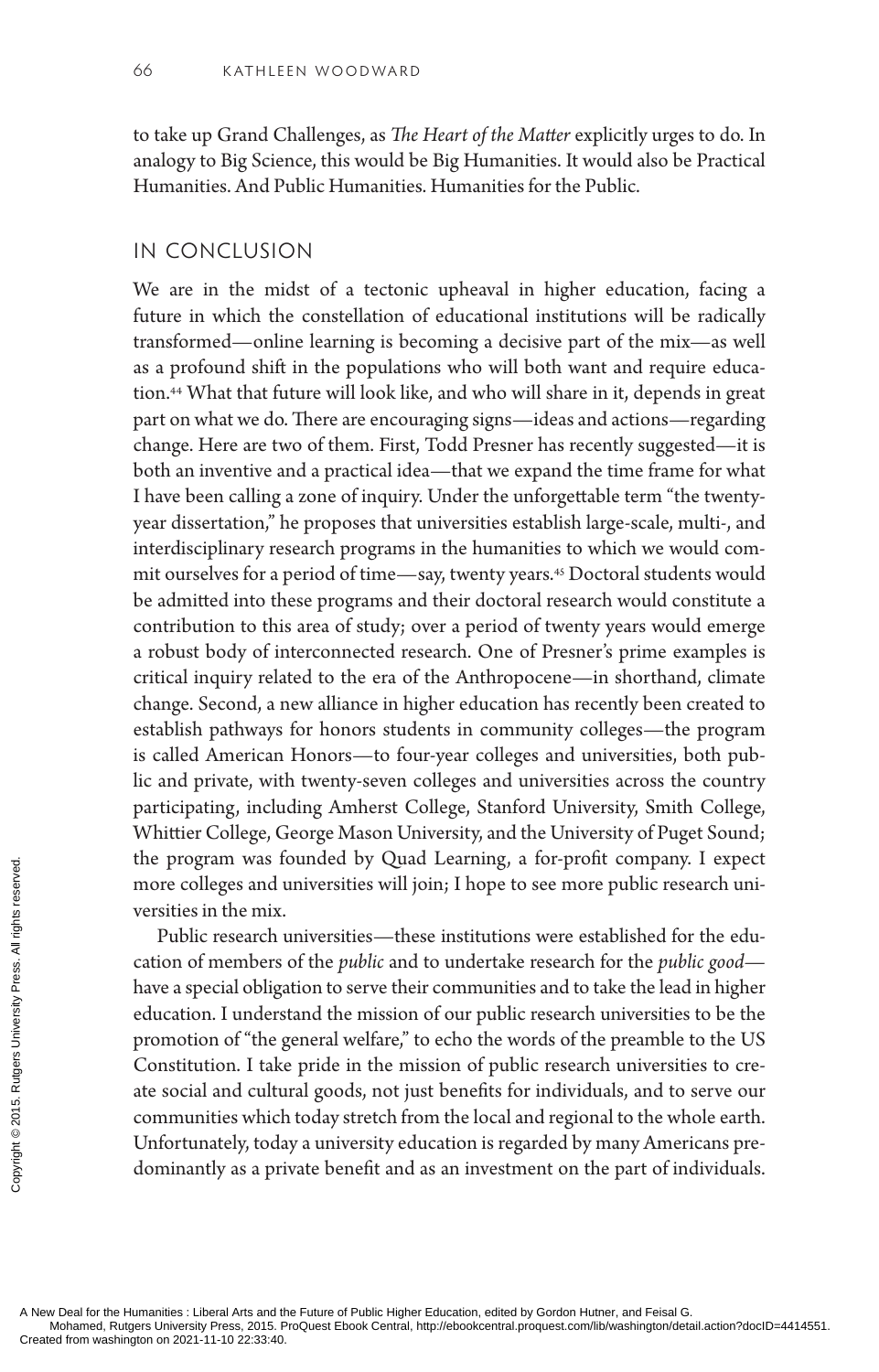to take up Grand Challenges, as *The Heart of the Matter* explicitly urges to do. In analogy to Big Science, this would be Big Humanities. It would also be Practical Humanities. And Public Humanities. Humanities for the Public.

## IN CONCLUSION

We are in the midst of a tectonic upheaval in higher education, facing a future in which the constellation of educational institutions will be radically transformed—online learning is becoming a decisive part of the mix—as well as a profound shift in the populations who will both want and require education.[44] What that future will look like, and who will share in it, depends in great part on what we do. There are encouraging signs—ideas and actions—regarding change. Here are two of them. First, Todd Presner has recently suggested—it is both an inventive and a practical idea—that we expand the time frame for what I have been calling a zone of inquiry. Under the unforgettable term "the twenty-year dissertation," he proposes that universities establish large-scale, multi-, and interdisciplinary research programs in the humanities to which we would commit ourselves for a period of time—say, twenty years.[45] Doctoral students would be admitted into these programs and their doctoral research would constitute a contribution to this area of study; over a period of twenty years would emerge a robust body of interconnected research. One of Presner's prime examples is critical inquiry related to the era of the Anthropocene—in shorthand, climate change. Second, a new alliance in higher education has recently been created to establish pathways for honors students in community colleges—the program is called American Honors—to four-year colleges and universities, both public and private, with twenty-seven colleges and universities across the country participating, including Amherst College, Stanford University, Smith College, Whittier College, George Mason University, and the University of Puget Sound; the program was founded by Quad Learning, a for-profit company. I expect more colleges and universities will join; I hope to see more public research universities in the mix.

Public research universities—these institutions were established for the education of members of the *public* and to undertake research for the *public good*—have a special obligation to serve their communities and to take the lead in higher education. I understand the mission of our public research universities to be the promotion of "the general welfare," to echo the words of the preamble to the US Constitution. I take pride in the mission of public research universities to create social and cultural goods, not just benefits for individuals, and to serve our communities which today stretch from the local and regional to the whole earth. Unfortunately, today a university education is regarded by many Americans predominantly as a private benefit and as an investment on the part of individuals.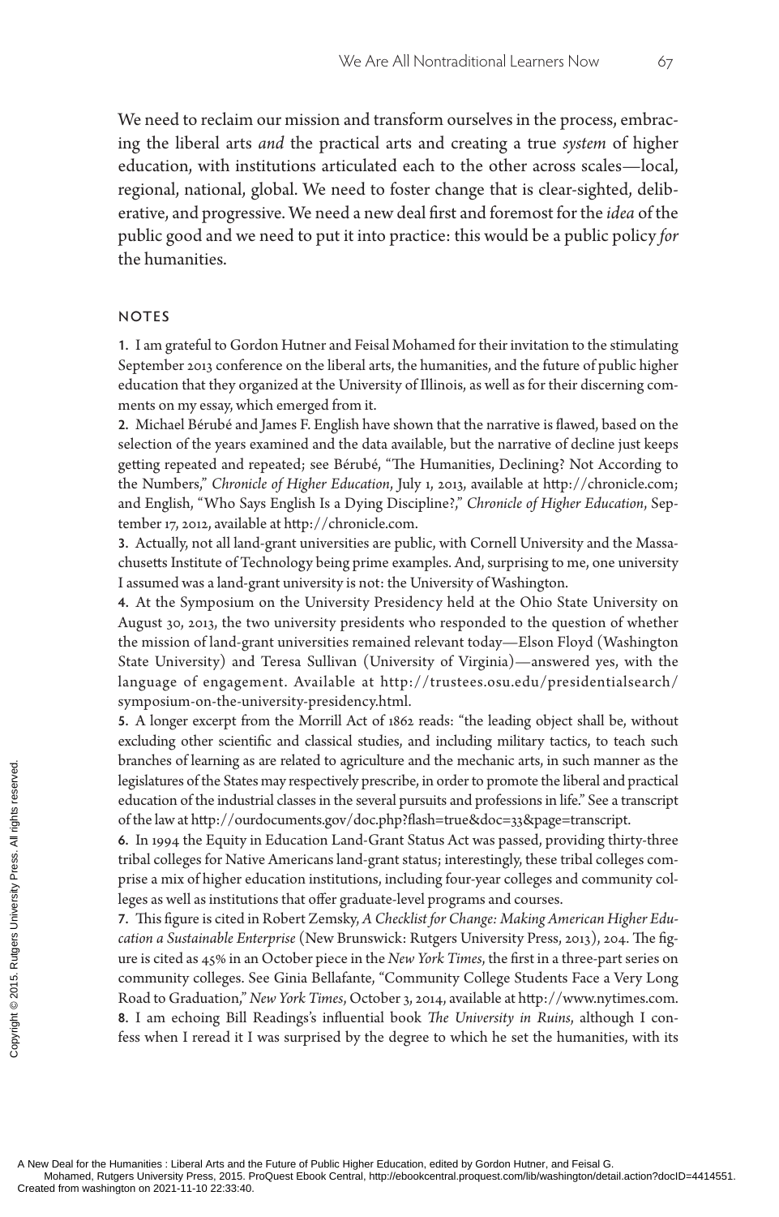We need to reclaim our mission and transform ourselves in the process, embracing the liberal arts *and* the practical arts and creating a true *system* of higher education, with institutions articulated each to the other across scales—local, regional, national, global. We need to foster change that is clear-sighted, deliberative, and progressive. We need a new deal first and foremost for the *idea* of the public good and we need to put it into practice: this would be a public policy *for* the humanities.

## NOTES

**1.** I am grateful to Gordon Hutner and Feisal Mohamed for their invitation to the stimulating September 2013 conference on the liberal arts, the humanities, and the future of public higher education that they organized at the University of Illinois, as well as for their discerning comments on my essay, which emerged from it.

**2.** Michael Bérubé and James F. English have shown that the narrative is flawed, based on the selection of the years examined and the data available, but the narrative of decline just keeps getting repeated and repeated; see Bérubé, "The Humanities, Declining? Not According to the Numbers," *Chronicle of Higher Education*, July 1, 2013, available at http://chronicle.com; and English, "Who Says English Is a Dying Discipline?," *Chronicle of Higher Education*, September 17, 2012, available at http://chronicle.com.

**3.** Actually, not all land-grant universities are public, with Cornell University and the Massachusetts Institute of Technology being prime examples. And, surprising to me, one university I assumed was a land-grant university is not: the University of Washington.

**4.** At the Symposium on the University Presidency held at the Ohio State University on August 30, 2013, the two university presidents who responded to the question of whether the mission of land-grant universities remained relevant today—Elson Floyd (Washington State University) and Teresa Sullivan (University of Virginia)—answered yes, with the language of engagement. Available at http://trustees.osu.edu/presidentialsearch/symposium-on-the-university-presidency.html.

**5.** A longer excerpt from the Morrill Act of 1862 reads: "the leading object shall be, without excluding other scientific and classical studies, and including military tactics, to teach such branches of learning as are related to agriculture and the mechanic arts, in such manner as the legislatures of the States may respectively prescribe, in order to promote the liberal and practical education of the industrial classes in the several pursuits and professions in life." See a transcript of the law at http://ourdocuments.gov/doc.php?flash=true&doc=33&page=transcript.

**6.** In 1994 the Equity in Education Land-Grant Status Act was passed, providing thirty-three tribal colleges for Native Americans land-grant status; interestingly, these tribal colleges comprise a mix of higher education institutions, including four-year colleges and community colleges as well as institutions that offer graduate-level programs and courses.

**7.** This figure is cited in Robert Zemsky, *A Checklist for Change: Making American Higher Education a Sustainable Enterprise* (New Brunswick: Rutgers University Press, 2013), 204. The figure is cited as 45% in an October piece in the *New York Times*, the first in a three-part series on community colleges. See Ginia Bellafante, "Community College Students Face a Very Long Road to Graduation," *New York Times*, October 3, 2014, available at http://www.nytimes.com.

**8.** I am echoing Bill Readings's influential book *The University in Ruins*, although I confess when I reread it I was surprised by the degree to which he set the humanities, with its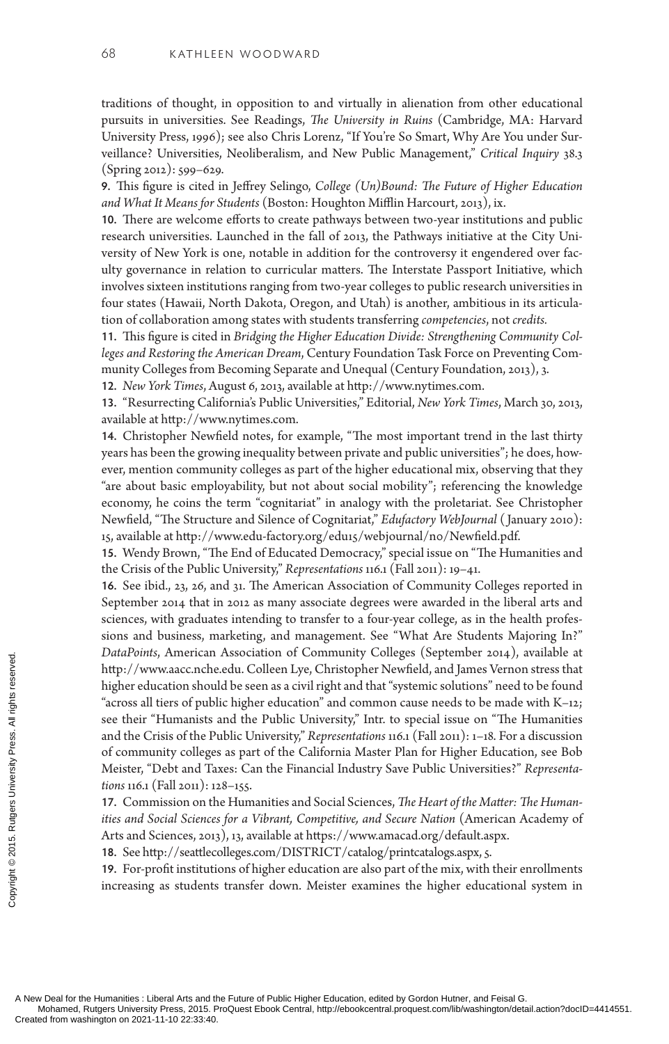traditions of thought, in opposition to and virtually in alienation from other educational pursuits in universities. See Readings, *The University in Ruins* (Cambridge, MA: Harvard University Press, 1996); see also Chris Lorenz, "If You're So Smart, Why Are You under Surveillance? Universities, Neoliberalism, and New Public Management," *Critical Inquiry* 38.3 (Spring 2012): 599–629.

**9.** This figure is cited in Jeffrey Selingo, *College (Un)Bound: The Future of Higher Education and What It Means for Students* (Boston: Houghton Mifflin Harcourt, 2013), ix.

**10.** There are welcome efforts to create pathways between two-year institutions and public research universities. Launched in the fall of 2013, the Pathways initiative at the City University of New York is one, notable in addition for the controversy it engendered over faculty governance in relation to curricular matters. The Interstate Passport Initiative, which involves sixteen institutions ranging from two-year colleges to public research universities in four states (Hawaii, North Dakota, Oregon, and Utah) is another, ambitious in its articulation of collaboration among states with students transferring *competencies*, not *credits.*

**11.** This figure is cited in *Bridging the Higher Education Divide: Strengthening Community Colleges and Restoring the American Dream*, Century Foundation Task Force on Preventing Community Colleges from Becoming Separate and Unequal (Century Foundation, 2013), 3.

**12.** *New York Times*, August 6, 2013, available at http://www.nytimes.com.

**13.** "Resurrecting California's Public Universities," Editorial, *New York Times*, March 30, 2013, available at http://www.nytimes.com.

**14.** Christopher Newfield notes, for example, "The most important trend in the last thirty years has been the growing inequality between private and public universities"; he does, however, mention community colleges as part of the higher educational mix, observing that they "are about basic employability, but not about social mobility"; referencing the knowledge economy, he coins the term "cognitariat" in analogy with the proletariat. See Christopher Newfield, "The Structure and Silence of Cognitariat," *Edufactory WebJournal* (January 2010): 15, available at http://www.edu-factory.org/edu15/webjournal/n0/Newfield.pdf.

**15.** Wendy Brown, "The End of Educated Democracy," special issue on "The Humanities and the Crisis of the Public University," *Representations* 116.1 (Fall 2011): 19–41.

**16.** See ibid., 23, 26, and 31. The American Association of Community Colleges reported in September 2014 that in 2012 as many associate degrees were awarded in the liberal arts and sciences, with graduates intending to transfer to a four-year college, as in the health professions and business, marketing, and management. See "What Are Students Majoring In?" *DataPoints*, American Association of Community Colleges (September 2014), available at http://www.aacc.nche.edu. Colleen Lye, Christopher Newfield, and James Vernon stress that higher education should be seen as a civil right and that "systemic solutions" need to be found "across all tiers of public higher education" and common cause needs to be made with K–12; see their "Humanists and the Public University," Intr. to special issue on "The Humanities and the Crisis of the Public University," *Representations* 116.1 (Fall 2011): 1–18. For a discussion of community colleges as part of the California Master Plan for Higher Education, see Bob Meister, "Debt and Taxes: Can the Financial Industry Save Public Universities?" *Representations* 116.1 (Fall 2011): 128–155.

**17.** Commission on the Humanities and Social Sciences, *The Heart of the Matter: The Humanities and Social Sciences for a Vibrant, Competitive, and Secure Nation* (American Academy of Arts and Sciences, 2013), 13, available at https://www.amacad.org/default.aspx.

**18.** See http://seattlecolleges.com/DISTRICT/catalog/printcatalogs.aspx, 5.

**19.** For-profit institutions of higher education are also part of the mix, with their enrollments increasing as students transfer down. Meister examines the higher educational system in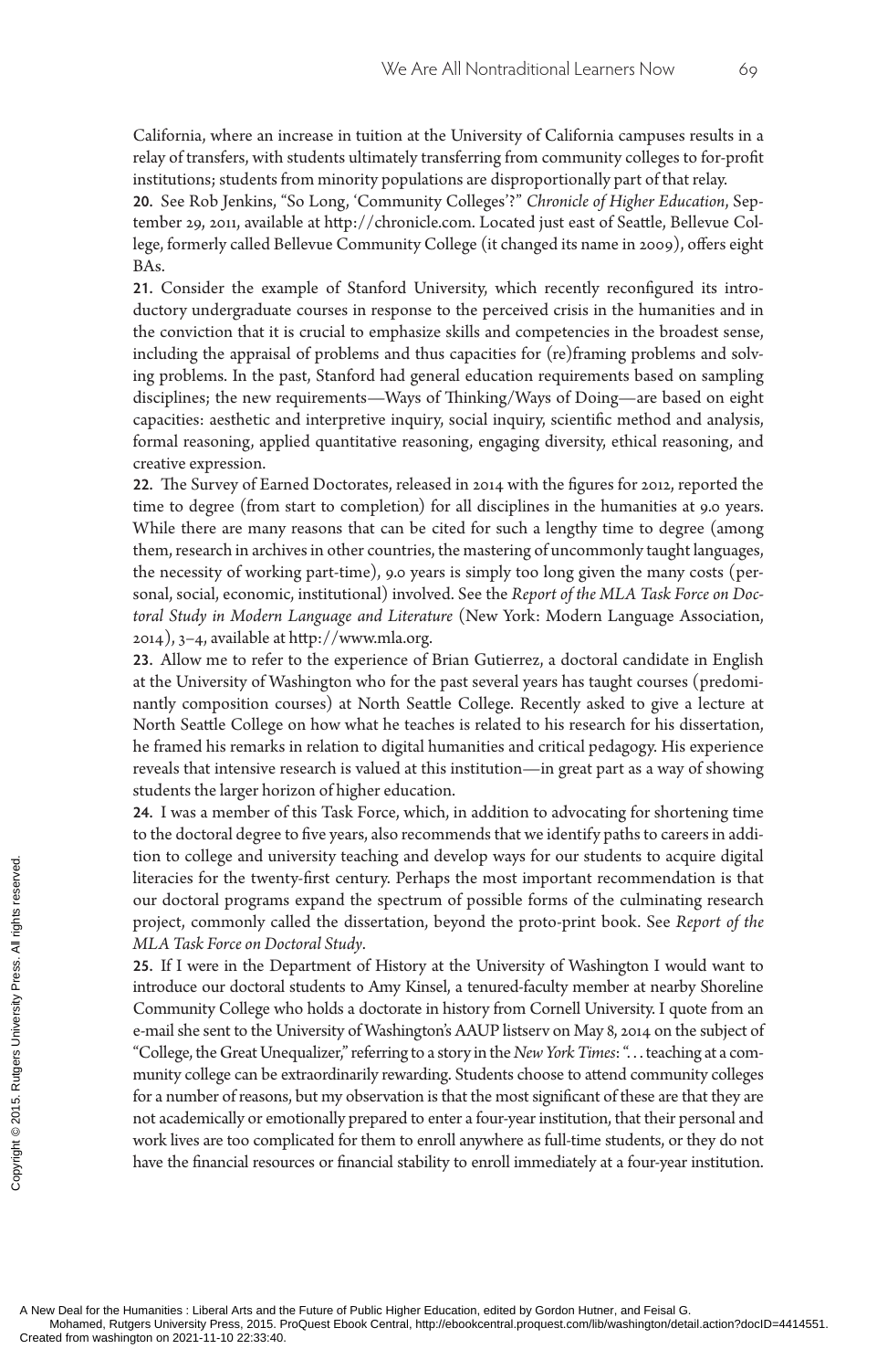California, where an increase in tuition at the University of California campuses results in a relay of transfers, with students ultimately transferring from community colleges to for-profit institutions; students from minority populations are disproportionally part of that relay.

**20.** See Rob Jenkins, "So Long, 'Community Colleges'?" *Chronicle of Higher Education*, September 29, 2011, available at http://chronicle.com. Located just east of Seattle, Bellevue College, formerly called Bellevue Community College (it changed its name in 2009), offers eight BAs.

**21.** Consider the example of Stanford University, which recently reconfigured its introductory undergraduate courses in response to the perceived crisis in the humanities and in the conviction that it is crucial to emphasize skills and competencies in the broadest sense, including the appraisal of problems and thus capacities for (re)framing problems and solving problems. In the past, Stanford had general education requirements based on sampling disciplines; the new requirements—Ways of Thinking/Ways of Doing—are based on eight capacities: aesthetic and interpretive inquiry, social inquiry, scientific method and analysis, formal reasoning, applied quantitative reasoning, engaging diversity, ethical reasoning, and creative expression.

**22.** The Survey of Earned Doctorates, released in 2014 with the figures for 2012, reported the time to degree (from start to completion) for all disciplines in the humanities at 9.0 years. While there are many reasons that can be cited for such a lengthy time to degree (among them, research in archives in other countries, the mastering of uncommonly taught languages, the necessity of working part-time), 9.0 years is simply too long given the many costs (personal, social, economic, institutional) involved. See the *Report of the MLA Task Force on Doctoral Study in Modern Language and Literature* (New York: Modern Language Association, 2014), 3–4, available at http://www.mla.org.

**23.** Allow me to refer to the experience of Brian Gutierrez, a doctoral candidate in English at the University of Washington who for the past several years has taught courses (predominantly composition courses) at North Seattle College. Recently asked to give a lecture at North Seattle College on how what he teaches is related to his research for his dissertation, he framed his remarks in relation to digital humanities and critical pedagogy. His experience reveals that intensive research is valued at this institution—in great part as a way of showing students the larger horizon of higher education.

**24.** I was a member of this Task Force, which, in addition to advocating for shortening time to the doctoral degree to five years, also recommends that we identify paths to careers in addition to college and university teaching and develop ways for our students to acquire digital literacies for the twenty-first century. Perhaps the most important recommendation is that our doctoral programs expand the spectrum of possible forms of the culminating research project, commonly called the dissertation, beyond the proto-print book. See *Report of the MLA Task Force on Doctoral Study*.

**25.** If I were in the Department of History at the University of Washington I would want to introduce our doctoral students to Amy Kinsel, a tenured-faculty member at nearby Shoreline Community College who holds a doctorate in history from Cornell University. I quote from an e-mail she sent to the University of Washington's AAUP listserv on May 8, 2014 on the subject of "College, the Great Unequalizer," referring to a story in the *New York Times*: ". . . teaching at a community college can be extraordinarily rewarding. Students choose to attend community colleges for a number of reasons, but my observation is that the most significant of these are that they are not academically or emotionally prepared to enter a four-year institution, that their personal and work lives are too complicated for them to enroll anywhere as full-time students, or they do not have the financial resources or financial stability to enroll immediately at a four-year institution.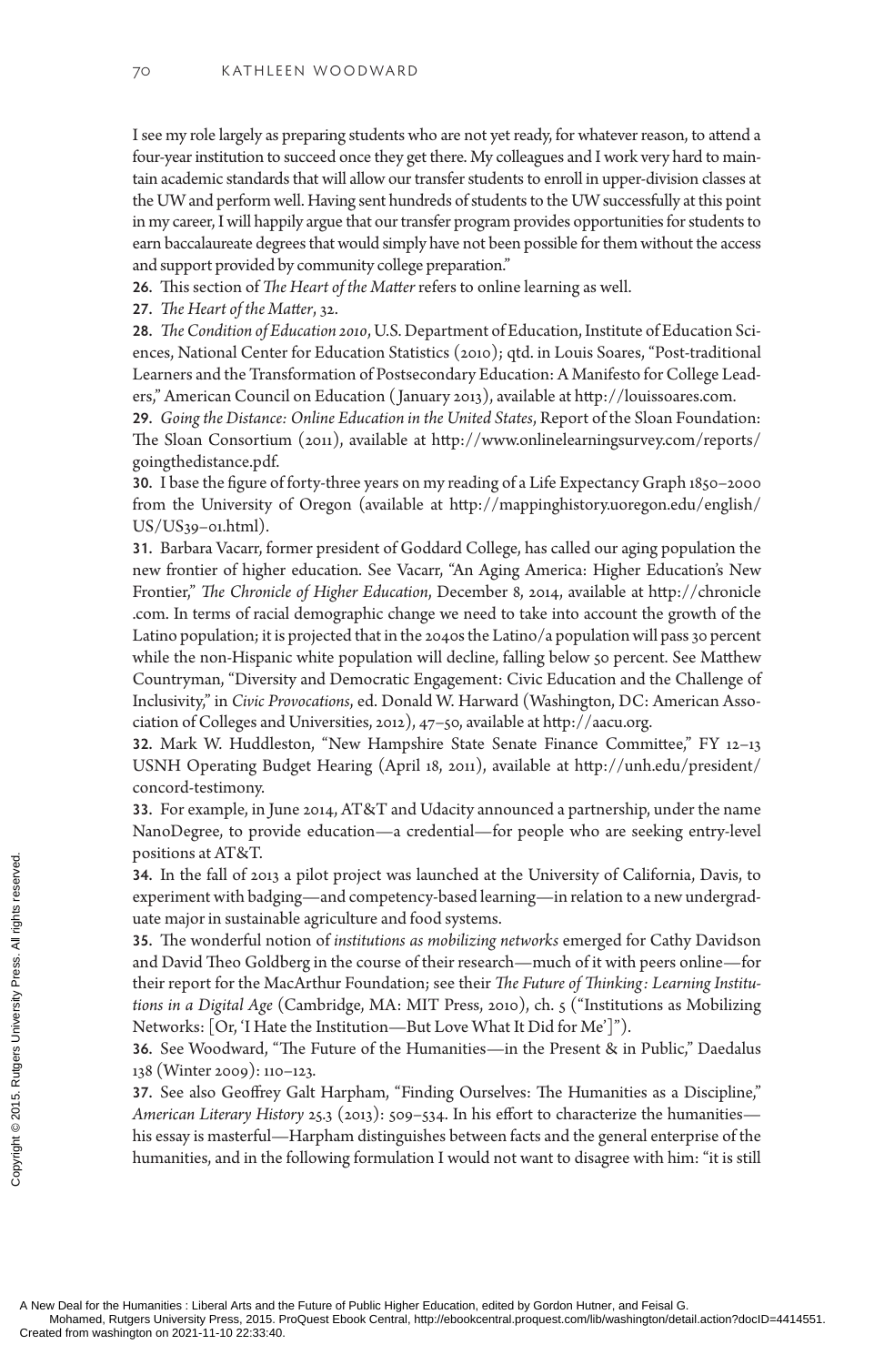I see my role largely as preparing students who are not yet ready, for whatever reason, to attend a four-year institution to succeed once they get there. My colleagues and I work very hard to maintain academic standards that will allow our transfer students to enroll in upper-division classes at the UW and perform well. Having sent hundreds of students to the UW successfully at this point in my career, I will happily argue that our transfer program provides opportunities for students to earn baccalaureate degrees that would simply have not been possible for them without the access and support provided by community college preparation."

**26.** This section of *The Heart of the Matter* refers to online learning as well.

**27.** *The Heart of the Matter*, 32.

**28.** *The Condition of Education 2010*, U.S. Department of Education, Institute of Education Sciences, National Center for Education Statistics (2010); qtd. in Louis Soares, "Post-traditional Learners and the Transformation of Postsecondary Education: A Manifesto for College Leaders," American Council on Education (January 2013), available at http://louissoares.com.

**29.** *Going the Distance: Online Education in the United States*, Report of the Sloan Foundation: The Sloan Consortium (2011), available at http://www.onlinelearningsurvey.com/reports/goingthedistance.pdf.

**30.** I base the figure of forty-three years on my reading of a Life Expectancy Graph 1850–2000 from the University of Oregon (available at http://mappinghistory.uoregon.edu/english/US/US39-01.html).

**31.** Barbara Vacarr, former president of Goddard College, has called our aging population the new frontier of higher education. See Vacarr, "An Aging America: Higher Education's New Frontier," *The Chronicle of Higher Education*, December 8, 2014, available at http://chronicle.com. In terms of racial demographic change we need to take into account the growth of the Latino population; it is projected that in the 2040s the Latino/a population will pass 30 percent while the non-Hispanic white population will decline, falling below 50 percent. See Matthew Countryman, "Diversity and Democratic Engagement: Civic Education and the Challenge of Inclusivity," in *Civic Provocations*, ed. Donald W. Harward (Washington, DC: American Association of Colleges and Universities, 2012), 47–50, available at http://aacu.org.

**32.** Mark W. Huddleston, "New Hampshire State Senate Finance Committee," FY 12–13 USNH Operating Budget Hearing (April 18, 2011), available at http://unh.edu/president/concord-testimony.

**33.** For example, in June 2014, AT&T and Udacity announced a partnership, under the name NanoDegree, to provide education—a credential—for people who are seeking entry-level positions at AT&T.

**34.** In the fall of 2013 a pilot project was launched at the University of California, Davis, to experiment with badging—and competency-based learning—in relation to a new undergraduate major in sustainable agriculture and food systems.

**35.** The wonderful notion of *institutions as mobilizing networks* emerged for Cathy Davidson and David Theo Goldberg in the course of their research—much of it with peers online—for their report for the MacArthur Foundation; see their *The Future of Thinking: Learning Institutions in a Digital Age* (Cambridge, MA: MIT Press, 2010), ch. 5 ("Institutions as Mobilizing Networks: [Or, 'I Hate the Institution—But Love What It Did for Me']").

**36.** See Woodward, "The Future of the Humanities—in the Present & in Public," Daedalus 138 (Winter 2009): 110–123.

**37.** See also Geoffrey Galt Harpham, "Finding Ourselves: The Humanities as a Discipline," *American Literary History* 25.3 (2013): 509–534. In his effort to characterize the humanities—his essay is masterful—Harpham distinguishes between facts and the general enterprise of the humanities, and in the following formulation I would not want to disagree with him: "it is still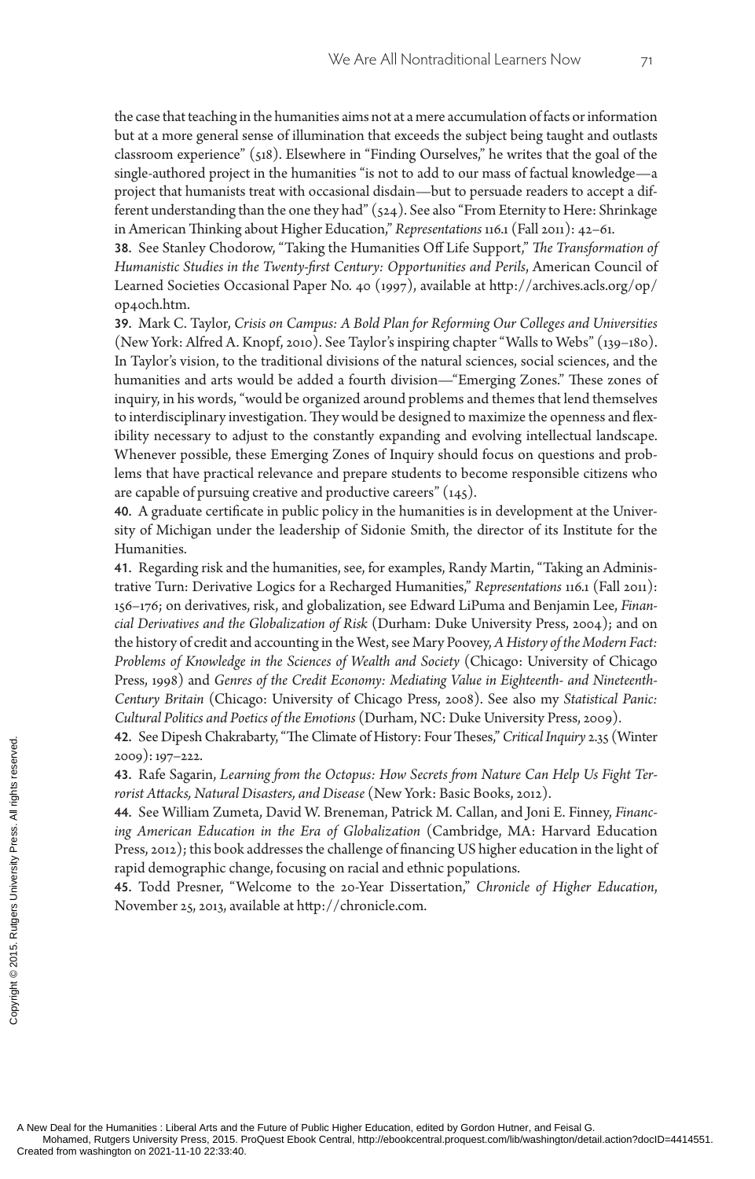the case that teaching in the humanities aims not at a mere accumulation of facts or information but at a more general sense of illumination that exceeds the subject being taught and outlasts classroom experience" (518). Elsewhere in "Finding Ourselves," he writes that the goal of the single-authored project in the humanities "is not to add to our mass of factual knowledge—a project that humanists treat with occasional disdain—but to persuade readers to accept a different understanding than the one they had" (524). See also "From Eternity to Here: Shrinkage in American Thinking about Higher Education," *Representations* 116.1 (Fall 2011): 42–61.

**38.** See Stanley Chodorow, "Taking the Humanities Off Life Support," *The Transformation of Humanistic Studies in the Twenty-first Century: Opportunities and Perils*, American Council of Learned Societies Occasional Paper No. 40 (1997), available at http://archives.acls.org/op/op40ch.htm.

**39.** Mark C. Taylor, *Crisis on Campus: A Bold Plan for Reforming Our Colleges and Universities* (New York: Alfred A. Knopf, 2010). See Taylor's inspiring chapter "Walls to Webs" (139–180). In Taylor's vision, to the traditional divisions of the natural sciences, social sciences, and the humanities and arts would be added a fourth division—"Emerging Zones." These zones of inquiry, in his words, "would be organized around problems and themes that lend themselves to interdisciplinary investigation. They would be designed to maximize the openness and flexibility necessary to adjust to the constantly expanding and evolving intellectual landscape. Whenever possible, these Emerging Zones of Inquiry should focus on questions and problems that have practical relevance and prepare students to become responsible citizens who are capable of pursuing creative and productive careers" (145).

**40.** A graduate certificate in public policy in the humanities is in development at the University of Michigan under the leadership of Sidonie Smith, the director of its Institute for the Humanities.

**41.** Regarding risk and the humanities, see, for examples, Randy Martin, "Taking an Administrative Turn: Derivative Logics for a Recharged Humanities," *Representations* 116.1 (Fall 2011): 156–176; on derivatives, risk, and globalization, see Edward LiPuma and Benjamin Lee, *Financial Derivatives and the Globalization of Risk* (Durham: Duke University Press, 2004); and on the history of credit and accounting in the West, see Mary Poovey, *A History of the Modern Fact: Problems of Knowledge in the Sciences of Wealth and Society* (Chicago: University of Chicago Press, 1998) and *Genres of the Credit Economy: Mediating Value in Eighteenth- and Nineteenth-Century Britain* (Chicago: University of Chicago Press, 2008). See also my *Statistical Panic: Cultural Politics and Poetics of the Emotions* (Durham, NC: Duke University Press, 2009).

**42.** See Dipesh Chakrabarty, "The Climate of History: Four Theses," *Critical Inquiry* 2.35 (Winter 2009): 197–222.

**43.** Rafe Sagarin, *Learning from the Octopus: How Secrets from Nature Can Help Us Fight Terrorist Attacks, Natural Disasters, and Disease* (New York: Basic Books, 2012).

**44.** See William Zumeta, David W. Breneman, Patrick M. Callan, and Joni E. Finney, *Financing American Education in the Era of Globalization* (Cambridge, MA: Harvard Education Press, 2012); this book addresses the challenge of financing US higher education in the light of rapid demographic change, focusing on racial and ethnic populations.

**45.** Todd Presner, "Welcome to the 20-Year Dissertation," *Chronicle of Higher Education*, November 25, 2013, available at http://chronicle.com.